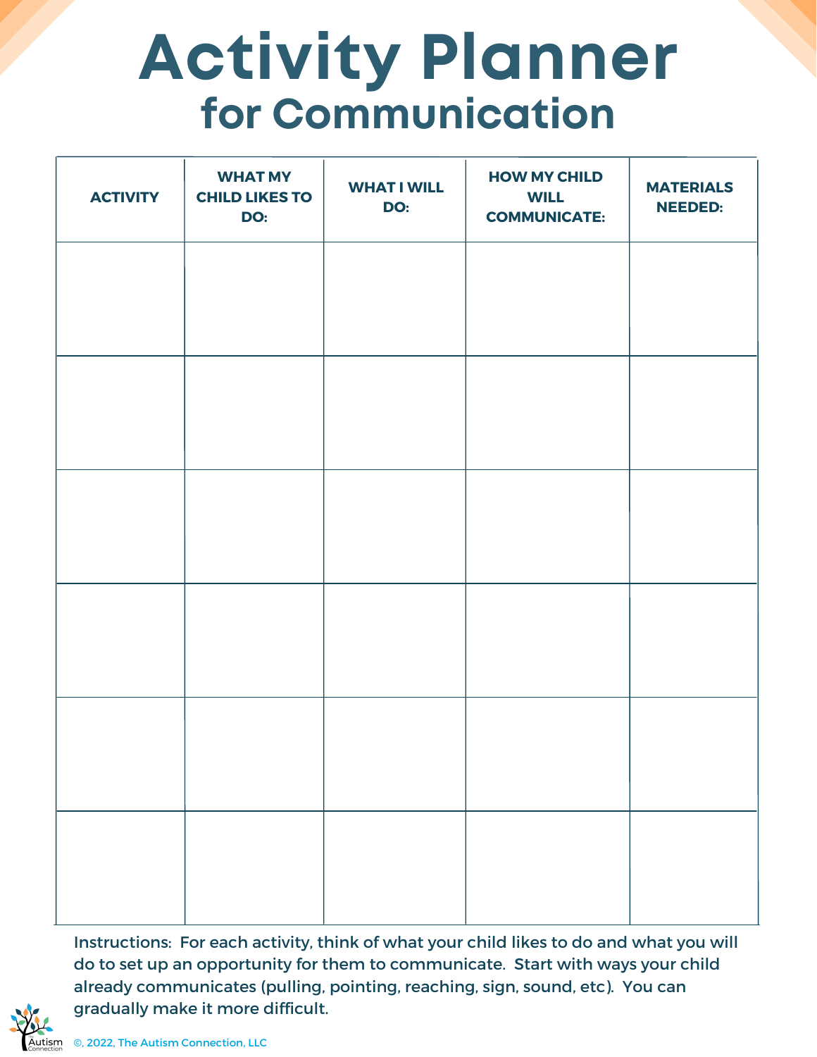# Activity Planner
## for Communication

| ACTIVITY | WHAT MY CHILD LIKES TO DO: | WHAT I WILL DO: | HOW MY CHILD WILL COMMUNICATE: | MATERIALS NEEDED: |
|---|---|---|---|---|
| | | | | |
| | | | | |
| | | | | |
| | | | | |
| | | | | |
| | | | | |

Instructions: For each activity, think of what your child likes to do and what you will do to set up an opportunity for them to communicate. Start with ways your child already communicates (pulling, pointing, reaching, sign, sound, etc). You can gradually make it more difficult.

©, 2022, The Autism Connection, LLC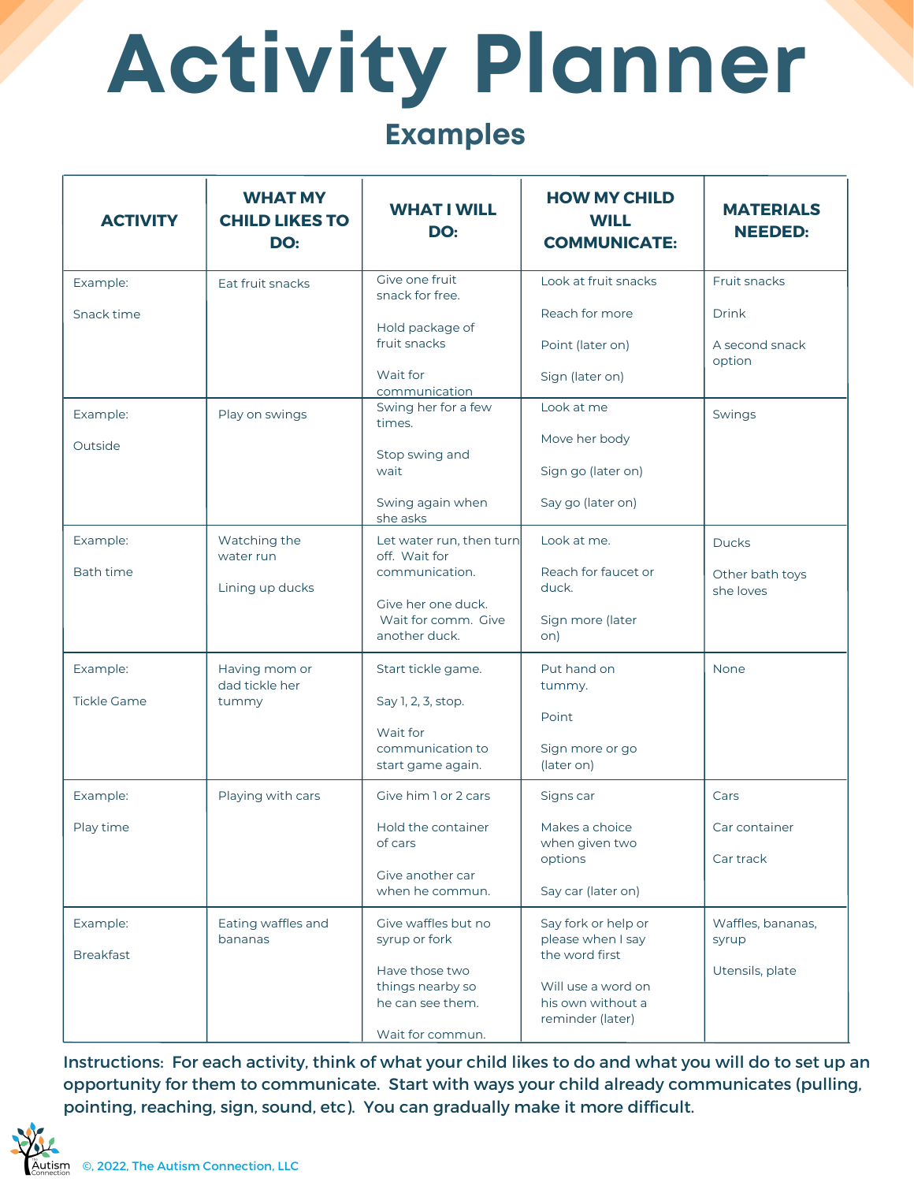# Activity Planner

## Examples

| ACTIVITY | WHAT MY CHILD LIKES TO DO: | WHAT I WILL DO: | HOW MY CHILD WILL COMMUNICATE: | MATERIALS NEEDED: |
| --- | --- | --- | --- | --- |
| Example:<br><br>Snack time | Eat fruit snacks | Give one fruit snack for free.<br><br>Hold package of fruit snacks<br><br>Wait for communication | Look at fruit snacks<br><br>Reach for more<br><br>Point (later on)<br><br>Sign (later on) | Fruit snacks<br><br>Drink<br><br>A second snack option |
| Example:<br><br>Outside | Play on swings | Swing her for a few times.<br><br>Stop swing and wait<br><br>Swing again when she asks | Look at me<br><br>Move her body<br><br>Sign go (later on)<br><br>Say go (later on) | Swings |
| Example:<br><br>Bath time | Watching the water run<br><br>Lining up ducks | Let water run, then turn off. Wait for communication.<br><br>Give her one duck. Wait for comm. Give another duck. | Look at me.<br><br>Reach for faucet or duck.<br><br>Sign more (later on) | Ducks<br><br>Other bath toys she loves |
| Example:<br><br>Tickle Game | Having mom or dad tickle her tummy | Start tickle game.<br><br>Say 1, 2, 3, stop.<br><br>Wait for communication to start game again. | Put hand on tummy.<br><br>Point<br><br>Sign more or go (later on) | None |
| Example:<br><br>Play time | Playing with cars | Give him 1 or 2 cars<br><br>Hold the container of cars<br><br>Give another car when he commun. | Signs car<br><br>Makes a choice when given two options<br><br>Say car (later on) | Cars<br><br>Car container<br><br>Car track |
| Example:<br><br>Breakfast | Eating waffles and bananas | Give waffles but no syrup or fork<br><br>Have those two things nearby so he can see them.<br><br>Wait for commun. | Say fork or help or please when I say the word first<br><br>Will use a word on his own without a reminder (later) | Waffles, bananas, syrup<br><br>Utensils, plate |

**Instructions:** For each activity, think of what your child likes to do and what you will do to set up an opportunity for them to communicate. Start with ways your child already communicates (pulling, pointing, reaching, sign, sound, etc). You can gradually make it more difficult.

©, 2022, The Autism Connection, LLC